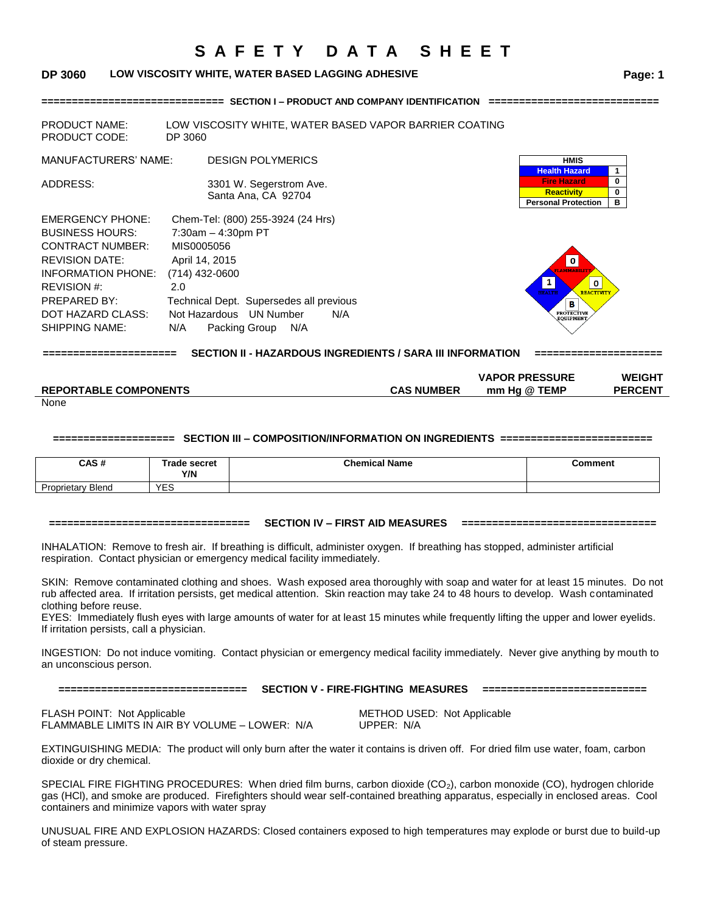# SAFETY DATA SHEET

**DP 3060 LOW VISCOSITY WHITE, WATER BASED LAGGING ADHESIVE**

## SECTION I – PRODUCT AND COMPANY IDENTIFICATION

PRODUCT NAME: LOW VISCOSITY WHITE, WATER BASED VAPOR BARRIER COATING
PRODUCT CODE: DP 3060

MANUFACTURERS' NAME: DESIGN POLYMERICS

ADDRESS: 3301 W. Segerstrom Ave.
Santa Ana, CA 92704

| HMIS | |
|---|---|
| Health Hazard | 1 |
| Fire Hazard | 0 |
| Reactivity | 0 |
| Personal Protection | B |

EMERGENCY PHONE: Chem-Tel: (800) 255-3924 (24 Hrs)
BUSINESS HOURS: 7:30am – 4:30pm PT
CONTRACT NUMBER: MIS0005056
REVISION DATE: April 14, 2015
INFORMATION PHONE: (714) 432-0600
REVISION #: 2.0
PREPARED BY: Technical Dept. Supersedes all previous
DOT HAZARD CLASS: Not Hazardous UN Number N/A
SHIPPING NAME: N/A Packing Group N/A

FLAMMABILITY: 0 HEALTH: 1 REACTIVITY: 0 PROTECTIVE EQUIPMENT: B

## SECTION II - HAZARDOUS INGREDIENTS / SARA III INFORMATION

| REPORTABLE COMPONENTS | CAS NUMBER | VAPOR PRESSURE mm Hg @ TEMP | WEIGHT PERCENT |
|---|---|---|---|
| None | | | |

## SECTION III – COMPOSITION/INFORMATION ON INGREDIENTS

| CAS # | Trade secret Y/N | Chemical Name | Comment |
|---|---|---|---|
| Proprietary Blend | YES | | |

## SECTION IV – FIRST AID MEASURES

INHALATION: Remove to fresh air. If breathing is difficult, administer oxygen. If breathing has stopped, administer artificial respiration. Contact physician or emergency medical facility immediately.

SKIN: Remove contaminated clothing and shoes. Wash exposed area thoroughly with soap and water for at least 15 minutes. Do not rub affected area. If irritation persists, get medical attention. Skin reaction may take 24 to 48 hours to develop. Wash contaminated clothing before reuse.

EYES: Immediately flush eyes with large amounts of water for at least 15 minutes while frequently lifting the upper and lower eyelids. If irritation persists, call a physician.

INGESTION: Do not induce vomiting. Contact physician or emergency medical facility immediately. Never give anything by mouth to an unconscious person.

## SECTION V - FIRE-FIGHTING MEASURES

FLASH POINT: Not Applicable    METHOD USED: Not Applicable
FLAMMABLE LIMITS IN AIR BY VOLUME – LOWER: N/A    UPPER: N/A

EXTINGUISHING MEDIA: The product will only burn after the water it contains is driven off. For dried film use water, foam, carbon dioxide or dry chemical.

SPECIAL FIRE FIGHTING PROCEDURES: When dried film burns, carbon dioxide ($CO_2$), carbon monoxide (CO), hydrogen chloride gas (HCl), and smoke are produced. Firefighters should wear self-contained breathing apparatus, especially in enclosed areas. Cool containers and minimize vapors with water spray

UNUSUAL FIRE AND EXPLOSION HAZARDS: Closed containers exposed to high temperatures may explode or burst due to build-up of steam pressure.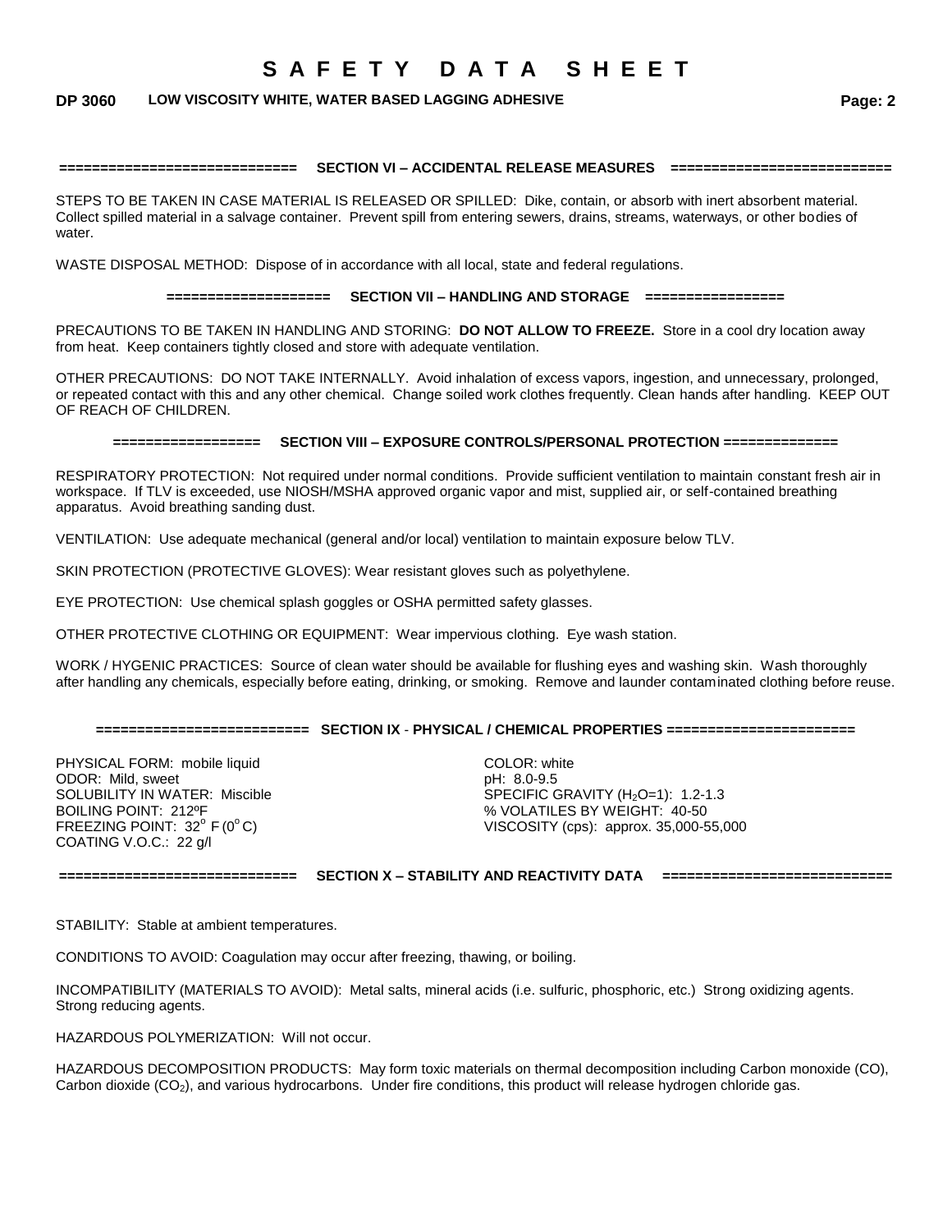## SECTION VI – ACCIDENTAL RELEASE MEASURES

STEPS TO BE TAKEN IN CASE MATERIAL IS RELEASED OR SPILLED: Dike, contain, or absorb with inert absorbent material. Collect spilled material in a salvage container. Prevent spill from entering sewers, drains, streams, waterways, or other bodies of water.

WASTE DISPOSAL METHOD: Dispose of in accordance with all local, state and federal regulations.

## SECTION VII – HANDLING AND STORAGE

PRECAUTIONS TO BE TAKEN IN HANDLING AND STORING: **DO NOT ALLOW TO FREEZE.** Store in a cool dry location away from heat. Keep containers tightly closed and store with adequate ventilation.

OTHER PRECAUTIONS: DO NOT TAKE INTERNALLY. Avoid inhalation of excess vapors, ingestion, and unnecessary, prolonged, or repeated contact with this and any other chemical. Change soiled work clothes frequently. Clean hands after handling. KEEP OUT OF REACH OF CHILDREN.

## SECTION VIII – EXPOSURE CONTROLS/PERSONAL PROTECTION

RESPIRATORY PROTECTION: Not required under normal conditions. Provide sufficient ventilation to maintain constant fresh air in workspace. If TLV is exceeded, use NIOSH/MSHA approved organic vapor and mist, supplied air, or self-contained breathing apparatus. Avoid breathing sanding dust.

VENTILATION: Use adequate mechanical (general and/or local) ventilation to maintain exposure below TLV.

SKIN PROTECTION (PROTECTIVE GLOVES): Wear resistant gloves such as polyethylene.

EYE PROTECTION: Use chemical splash goggles or OSHA permitted safety glasses.

OTHER PROTECTIVE CLOTHING OR EQUIPMENT: Wear impervious clothing. Eye wash station.

WORK / HYGENIC PRACTICES: Source of clean water should be available for flushing eyes and washing skin. Wash thoroughly after handling any chemicals, especially before eating, drinking, or smoking. Remove and launder contaminated clothing before reuse.

## SECTION IX - PHYSICAL / CHEMICAL PROPERTIES

PHYSICAL FORM: mobile liquid
ODOR: Mild, sweet
SOLUBILITY IN WATER: Miscible
BOILING POINT: 212ºF
FREEZING POINT: 32$^o$ F (0$^o$ C)
COATING V.O.C.: 22 g/l

COLOR: white
pH: 8.0-9.5
SPECIFIC GRAVITY ($H_2O$=1): 1.2-1.3
% VOLATILES BY WEIGHT: 40-50
VISCOSITY (cps): approx. 35,000-55,000

## SECTION X – STABILITY AND REACTIVITY DATA

STABILITY: Stable at ambient temperatures.

CONDITIONS TO AVOID: Coagulation may occur after freezing, thawing, or boiling.

INCOMPATIBILITY (MATERIALS TO AVOID): Metal salts, mineral acids (i.e. sulfuric, phosphoric, etc.) Strong oxidizing agents. Strong reducing agents.

HAZARDOUS POLYMERIZATION: Will not occur.

HAZARDOUS DECOMPOSITION PRODUCTS: May form toxic materials on thermal decomposition including Carbon monoxide (CO), Carbon dioxide ($CO_2$), and various hydrocarbons. Under fire conditions, this product will release hydrogen chloride gas.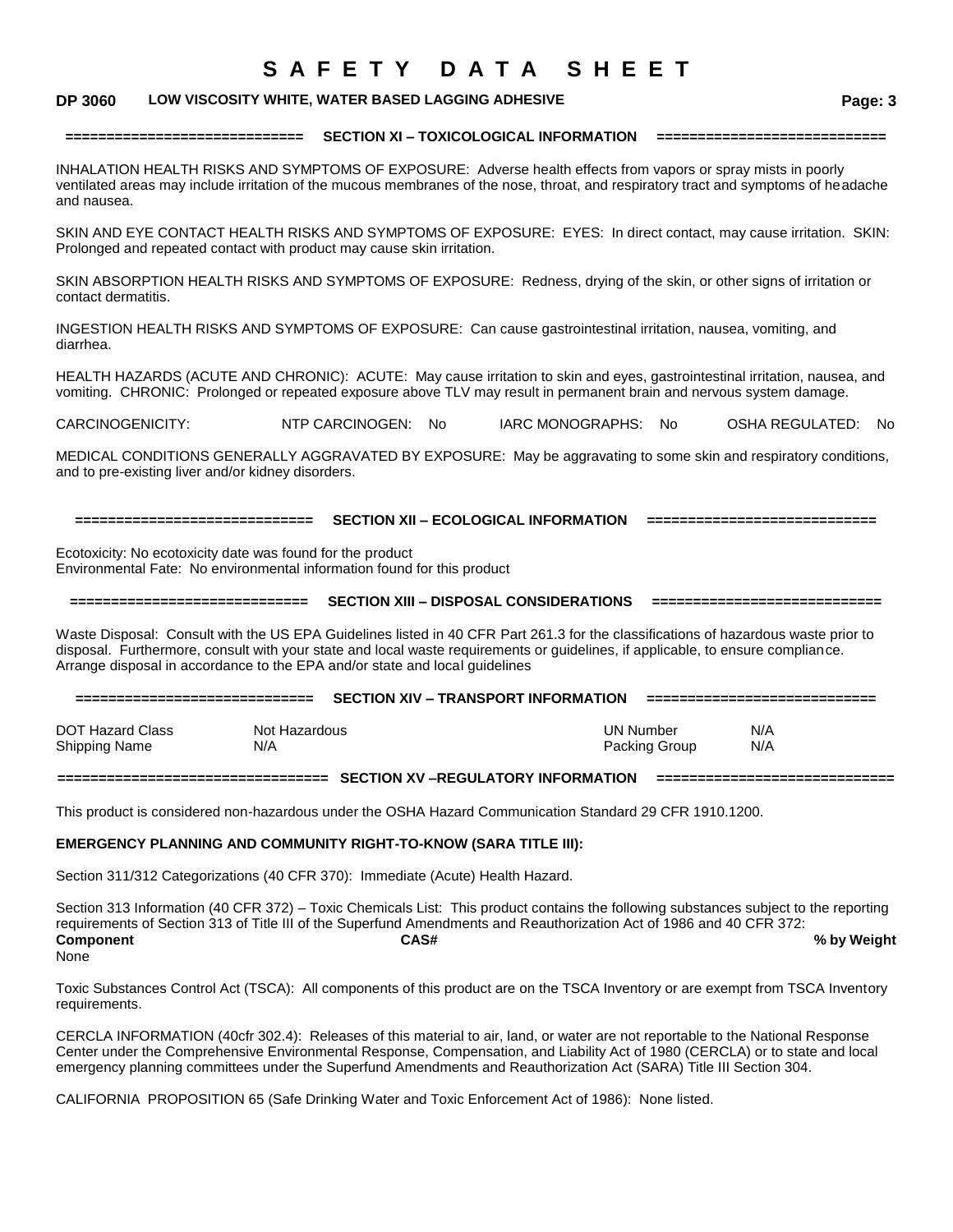## SECTION XI – TOXICOLOGICAL INFORMATION

INHALATION HEALTH RISKS AND SYMPTOMS OF EXPOSURE: Adverse health effects from vapors or spray mists in poorly ventilated areas may include irritation of the mucous membranes of the nose, throat, and respiratory tract and symptoms of headache and nausea.

SKIN AND EYE CONTACT HEALTH RISKS AND SYMPTOMS OF EXPOSURE: EYES: In direct contact, may cause irritation. SKIN: Prolonged and repeated contact with product may cause skin irritation.

SKIN ABSORPTION HEALTH RISKS AND SYMPTOMS OF EXPOSURE: Redness, drying of the skin, or other signs of irritation or contact dermatitis.

INGESTION HEALTH RISKS AND SYMPTOMS OF EXPOSURE: Can cause gastrointestinal irritation, nausea, vomiting, and diarrhea.

HEALTH HAZARDS (ACUTE AND CHRONIC): ACUTE: May cause irritation to skin and eyes, gastrointestinal irritation, nausea, and vomiting. CHRONIC: Prolonged or repeated exposure above TLV may result in permanent brain and nervous system damage.

| CARCINOGENICITY: | NTP CARCINOGEN: No | IARC MONOGRAPHS: No | OSHA REGULATED: No |
|---|---|---|---|

MEDICAL CONDITIONS GENERALLY AGGRAVATED BY EXPOSURE: May be aggravating to some skin and respiratory conditions, and to pre-existing liver and/or kidney disorders.

## SECTION XII – ECOLOGICAL INFORMATION

Ecotoxicity: No ecotoxicity date was found for the product
Environmental Fate: No environmental information found for this product

## SECTION XIII – DISPOSAL CONSIDERATIONS

Waste Disposal: Consult with the US EPA Guidelines listed in 40 CFR Part 261.3 for the classifications of hazardous waste prior to disposal. Furthermore, consult with your state and local waste requirements or guidelines, if applicable, to ensure compliance. Arrange disposal in accordance to the EPA and/or state and local guidelines

## SECTION XIV – TRANSPORT INFORMATION

| DOT Hazard Class | Not Hazardous | UN Number | N/A |
|---|---|---|---|
| Shipping Name | N/A | Packing Group | N/A |

## SECTION XV –REGULATORY INFORMATION

This product is considered non-hazardous under the OSHA Hazard Communication Standard 29 CFR 1910.1200.

**EMERGENCY PLANNING AND COMMUNITY RIGHT-TO-KNOW (SARA TITLE III):**

Section 311/312 Categorizations (40 CFR 370): Immediate (Acute) Health Hazard.

Section 313 Information (40 CFR 372) – Toxic Chemicals List: This product contains the following substances subject to the reporting requirements of Section 313 of Title III of the Superfund Amendments and Reauthorization Act of 1986 and 40 CFR 372:

| **Component** | **CAS#** | **% by Weight** |
|---|---|---|
| None | | |

Toxic Substances Control Act (TSCA): All components of this product are on the TSCA Inventory or are exempt from TSCA Inventory requirements.

CERCLA INFORMATION (40cfr 302.4): Releases of this material to air, land, or water are not reportable to the National Response Center under the Comprehensive Environmental Response, Compensation, and Liability Act of 1980 (CERCLA) or to state and local emergency planning committees under the Superfund Amendments and Reauthorization Act (SARA) Title III Section 304.

CALIFORNIA PROPOSITION 65 (Safe Drinking Water and Toxic Enforcement Act of 1986): None listed.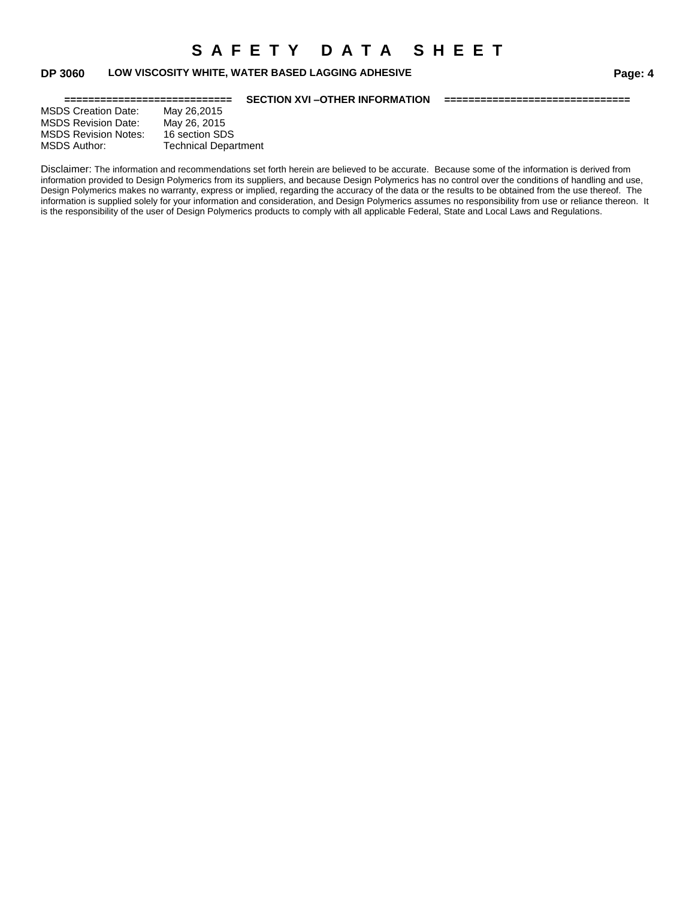## SECTION XVI –OTHER INFORMATION

MSDS Creation Date: May 26,2015
MSDS Revision Date: May 26, 2015
MSDS Revision Notes: 16 section SDS
MSDS Author: Technical Department

Disclaimer: The information and recommendations set forth herein are believed to be accurate. Because some of the information is derived from information provided to Design Polymerics from its suppliers, and because Design Polymerics has no control over the conditions of handling and use, Design Polymerics makes no warranty, express or implied, regarding the accuracy of the data or the results to be obtained from the use thereof. The information is supplied solely for your information and consideration, and Design Polymerics assumes no responsibility from use or reliance thereon. It is the responsibility of the user of Design Polymerics products to comply with all applicable Federal, State and Local Laws and Regulations.